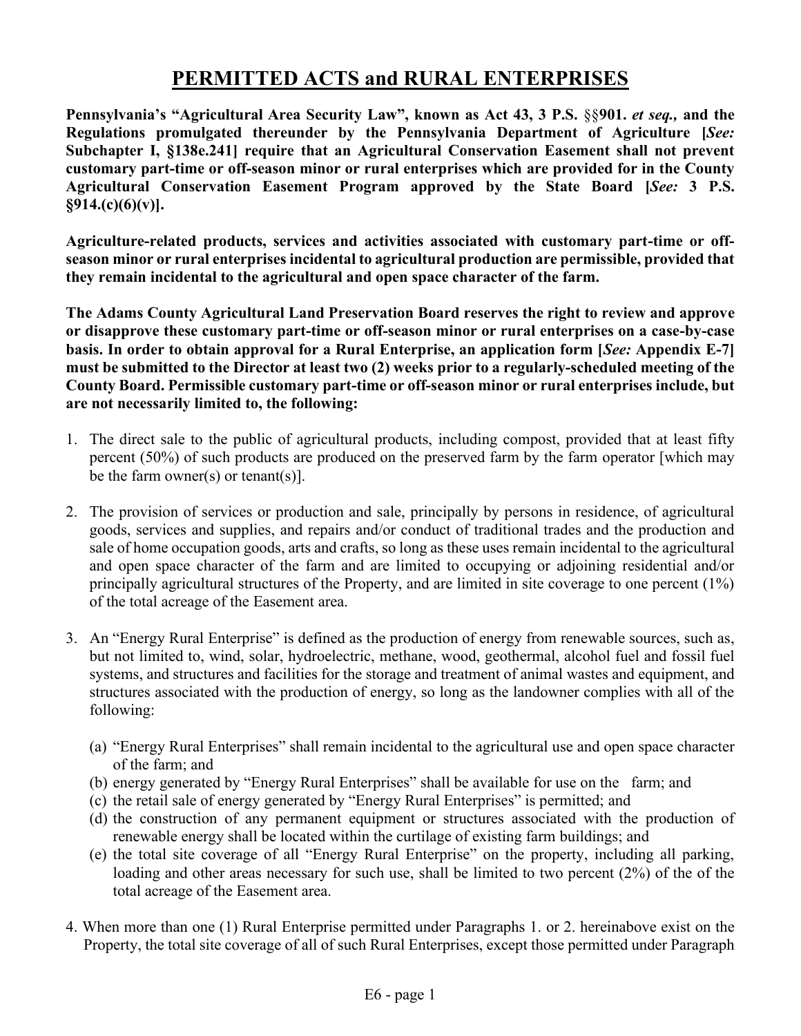# PERMITTED ACTS and RURAL ENTERPRISES

**Pennsylvania's "Agricultural Area Security Law", known as Act 43, 3 P.S. §§901. *et seq.,* and the Regulations promulgated thereunder by the Pennsylvania Department of Agriculture [*See:* Subchapter I, §138e.241] require that an Agricultural Conservation Easement shall not prevent customary part-time or off-season minor or rural enterprises which are provided for in the County Agricultural Conservation Easement Program approved by the State Board [*See:* 3 P.S. §914.(c)(6)(v)].**

**Agriculture-related products, services and activities associated with customary part-time or off-season minor or rural enterprises incidental to agricultural production are permissible, provided that they remain incidental to the agricultural and open space character of the farm.**

**The Adams County Agricultural Land Preservation Board reserves the right to review and approve or disapprove these customary part-time or off-season minor or rural enterprises on a case-by-case basis. In order to obtain approval for a Rural Enterprise, an application form [*See:* Appendix E-7] must be submitted to the Director at least two (2) weeks prior to a regularly-scheduled meeting of the County Board. Permissible customary part-time or off-season minor or rural enterprises include, but are not necessarily limited to, the following:**

1. The direct sale to the public of agricultural products, including compost, provided that at least fifty percent (50%) of such products are produced on the preserved farm by the farm operator [which may be the farm owner(s) or tenant(s)].

2. The provision of services or production and sale, principally by persons in residence, of agricultural goods, services and supplies, and repairs and/or conduct of traditional trades and the production and sale of home occupation goods, arts and crafts, so long as these uses remain incidental to the agricultural and open space character of the farm and are limited to occupying or adjoining residential and/or principally agricultural structures of the Property, and are limited in site coverage to one percent (1%) of the total acreage of the Easement area.

3. An "Energy Rural Enterprise" is defined as the production of energy from renewable sources, such as, but not limited to, wind, solar, hydroelectric, methane, wood, geothermal, alcohol fuel and fossil fuel systems, and structures and facilities for the storage and treatment of animal wastes and equipment, and structures associated with the production of energy, so long as the landowner complies with all of the following:

   (a) "Energy Rural Enterprises" shall remain incidental to the agricultural use and open space character of the farm; and
   (b) energy generated by "Energy Rural Enterprises" shall be available for use on the farm; and
   (c) the retail sale of energy generated by "Energy Rural Enterprises" is permitted; and
   (d) the construction of any permanent equipment or structures associated with the production of renewable energy shall be located within the curtilage of existing farm buildings; and
   (e) the total site coverage of all "Energy Rural Enterprise" on the property, including all parking, loading and other areas necessary for such use, shall be limited to two percent (2%) of the of the total acreage of the Easement area.

4. When more than one (1) Rural Enterprise permitted under Paragraphs 1. or 2. hereinabove exist on the Property, the total site coverage of all of such Rural Enterprises, except those permitted under Paragraph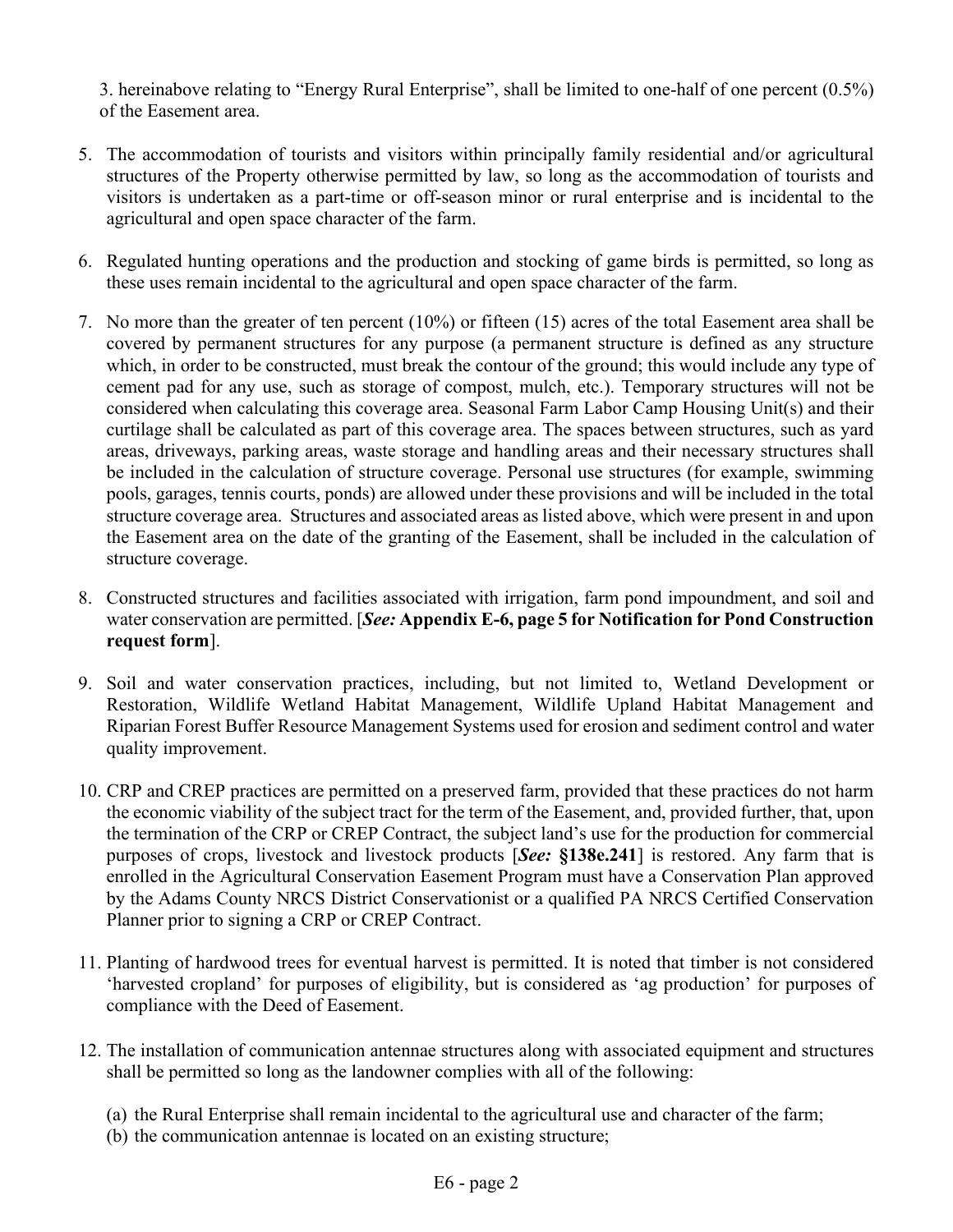3. hereinabove relating to "Energy Rural Enterprise", shall be limited to one-half of one percent (0.5%) of the Easement area.

5. The accommodation of tourists and visitors within principally family residential and/or agricultural structures of the Property otherwise permitted by law, so long as the accommodation of tourists and visitors is undertaken as a part-time or off-season minor or rural enterprise and is incidental to the agricultural and open space character of the farm.

6. Regulated hunting operations and the production and stocking of game birds is permitted, so long as these uses remain incidental to the agricultural and open space character of the farm.

7. No more than the greater of ten percent (10%) or fifteen (15) acres of the total Easement area shall be covered by permanent structures for any purpose (a permanent structure is defined as any structure which, in order to be constructed, must break the contour of the ground; this would include any type of cement pad for any use, such as storage of compost, mulch, etc.). Temporary structures will not be considered when calculating this coverage area. Seasonal Farm Labor Camp Housing Unit(s) and their curtilage shall be calculated as part of this coverage area. The spaces between structures, such as yard areas, driveways, parking areas, waste storage and handling areas and their necessary structures shall be included in the calculation of structure coverage. Personal use structures (for example, swimming pools, garages, tennis courts, ponds) are allowed under these provisions and will be included in the total structure coverage area. Structures and associated areas as listed above, which were present in and upon the Easement area on the date of the granting of the Easement, shall be included in the calculation of structure coverage.

8. Constructed structures and facilities associated with irrigation, farm pond impoundment, and soil and water conservation are permitted. [***See:* Appendix E-6, page 5 for Notification for Pond Construction request form**].

9. Soil and water conservation practices, including, but not limited to, Wetland Development or Restoration, Wildlife Wetland Habitat Management, Wildlife Upland Habitat Management and Riparian Forest Buffer Resource Management Systems used for erosion and sediment control and water quality improvement.

10. CRP and CREP practices are permitted on a preserved farm, provided that these practices do not harm the economic viability of the subject tract for the term of the Easement, and, provided further, that, upon the termination of the CRP or CREP Contract, the subject land's use for the production for commercial purposes of crops, livestock and livestock products [***See:* §138e.241**] is restored. Any farm that is enrolled in the Agricultural Conservation Easement Program must have a Conservation Plan approved by the Adams County NRCS District Conservationist or a qualified PA NRCS Certified Conservation Planner prior to signing a CRP or CREP Contract.

11. Planting of hardwood trees for eventual harvest is permitted. It is noted that timber is not considered 'harvested cropland' for purposes of eligibility, but is considered as 'ag production' for purposes of compliance with the Deed of Easement.

12. The installation of communication antennae structures along with associated equipment and structures shall be permitted so long as the landowner complies with all of the following:

    (a) the Rural Enterprise shall remain incidental to the agricultural use and character of the farm;
    (b) the communication antennae is located on an existing structure;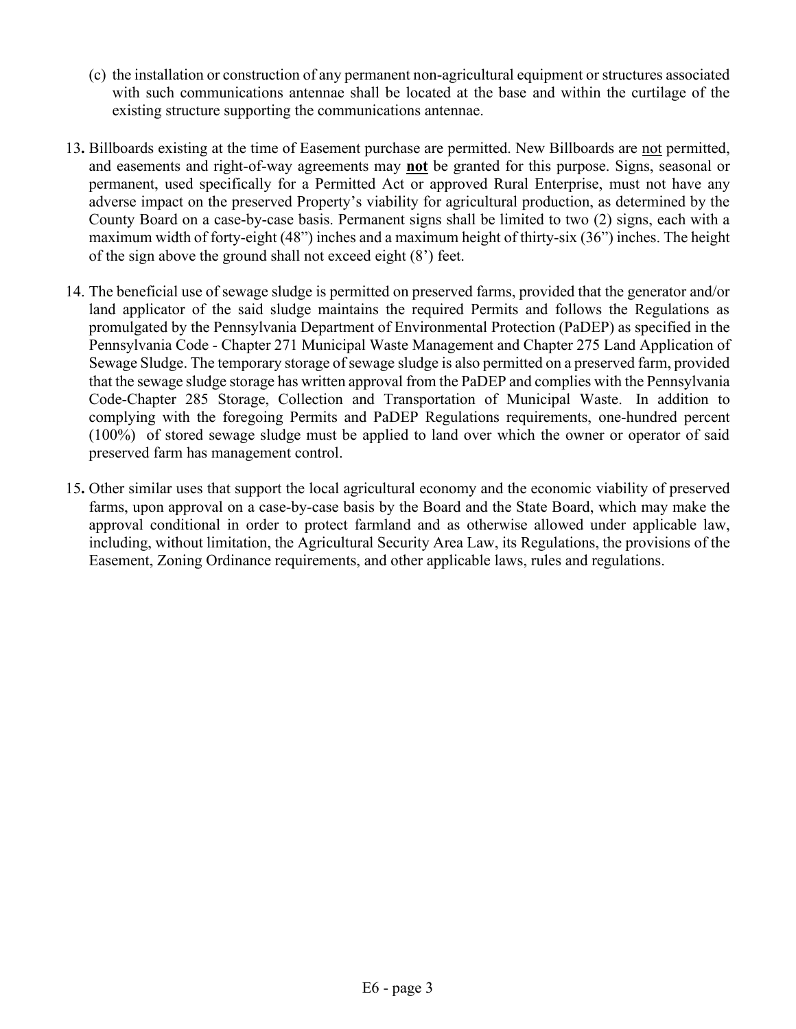(c) the installation or construction of any permanent non-agricultural equipment or structures associated with such communications antennae shall be located at the base and within the curtilage of the existing structure supporting the communications antennae.

13. Billboards existing at the time of Easement purchase are permitted. New Billboards are not permitted, and easements and right-of-way agreements may **not** be granted for this purpose. Signs, seasonal or permanent, used specifically for a Permitted Act or approved Rural Enterprise, must not have any adverse impact on the preserved Property's viability for agricultural production, as determined by the County Board on a case-by-case basis. Permanent signs shall be limited to two (2) signs, each with a maximum width of forty-eight (48") inches and a maximum height of thirty-six (36") inches. The height of the sign above the ground shall not exceed eight (8') feet.

14. The beneficial use of sewage sludge is permitted on preserved farms, provided that the generator and/or land applicator of the said sludge maintains the required Permits and follows the Regulations as promulgated by the Pennsylvania Department of Environmental Protection (PaDEP) as specified in the Pennsylvania Code - Chapter 271 Municipal Waste Management and Chapter 275 Land Application of Sewage Sludge. The temporary storage of sewage sludge is also permitted on a preserved farm, provided that the sewage sludge storage has written approval from the PaDEP and complies with the Pennsylvania Code-Chapter 285 Storage, Collection and Transportation of Municipal Waste. In addition to complying with the foregoing Permits and PaDEP Regulations requirements, one-hundred percent (100%) of stored sewage sludge must be applied to land over which the owner or operator of said preserved farm has management control.

15. Other similar uses that support the local agricultural economy and the economic viability of preserved farms, upon approval on a case-by-case basis by the Board and the State Board, which may make the approval conditional in order to protect farmland and as otherwise allowed under applicable law, including, without limitation, the Agricultural Security Area Law, its Regulations, the provisions of the Easement, Zoning Ordinance requirements, and other applicable laws, rules and regulations.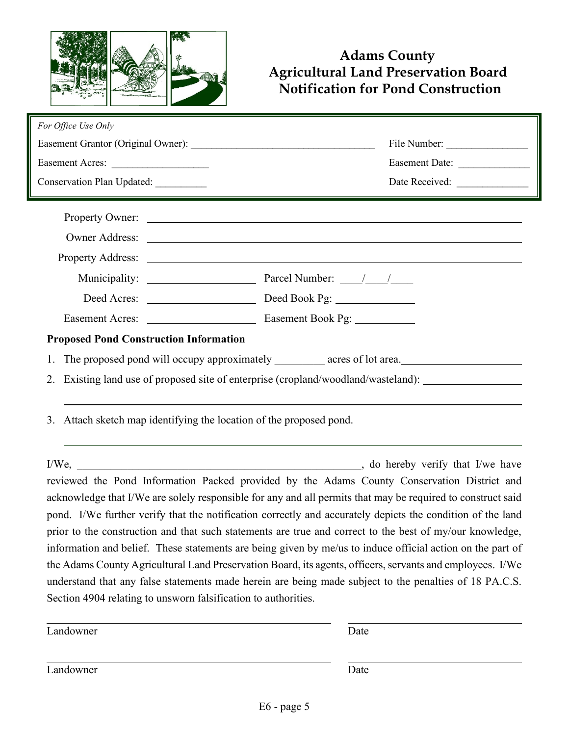# Adams County Agricultural Land Preservation Board Notification for Pond Construction

*For Office Use Only*

Easement Grantor (Original Owner): ___________________________________ File Number: ________________

Easement Acres: ___________________ Easement Date: ______________

Conservation Plan Updated: __________ Date Received: ______________

Property Owner: ____________________________________________

Owner Address: ____________________________________________

Property Address: ____________________________________________

Municipality: ____________________ Parcel Number: ____/____/____

Deed Acres: ____________________ Deed Book Pg: ______________

Easement Acres: ____________________ Easement Book Pg: ___________

**Proposed Pond Construction Information**

1. The proposed pond will occupy approximately _________ acres of lot area.____________________
2. Existing land use of proposed site of enterprise (cropland/woodland/wasteland): __________________

   ____________________________________________________________________
3. Attach sketch map identifying the location of the proposed pond.

   ____________________________________________________________________

I/We, ______________________________________________________, do hereby verify that I/we have reviewed the Pond Information Packed provided by the Adams County Conservation District and acknowledge that I/We are solely responsible for any and all permits that may be required to construct said pond. I/We further verify that the notification correctly and accurately depicts the condition of the land prior to the construction and that such statements are true and correct to the best of my/our knowledge, information and belief. These statements are being given by me/us to induce official action on the part of the Adams County Agricultural Land Preservation Board, its agents, officers, servants and employees. I/We understand that any false statements made herein are being made subject to the penalties of 18 PA.C.S. Section 4904 relating to unsworn falsification to authorities.

______________________________________ ______________________

Landowner Date

______________________________________ ______________________

Landowner Date